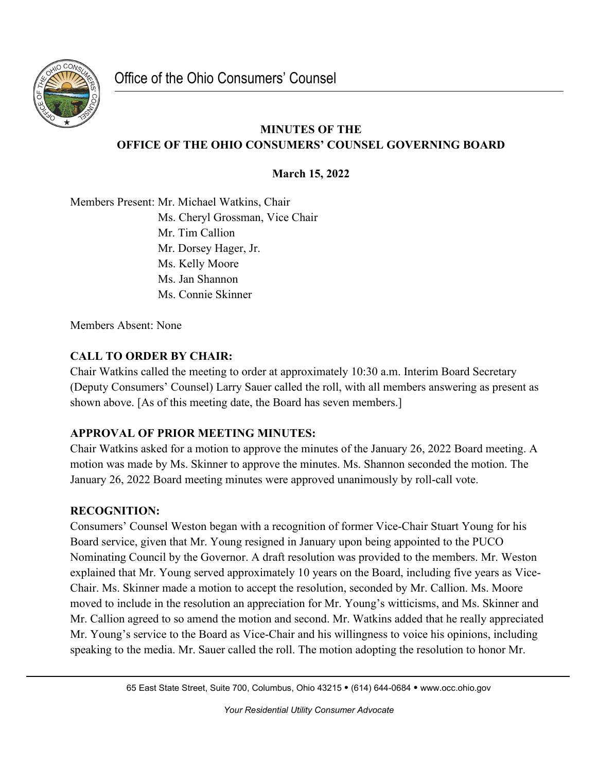Office of the Ohio Consumers' Counsel

# MINUTES OF THE OFFICE OF THE OHIO CONSUMERS' COUNSEL GOVERNING BOARD

**March 15, 2022**

Members Present: Mr. Michael Watkins, Chair
Ms. Cheryl Grossman, Vice Chair
Mr. Tim Callion
Mr. Dorsey Hager, Jr.
Ms. Kelly Moore
Ms. Jan Shannon
Ms. Connie Skinner

Members Absent: None

**CALL TO ORDER BY CHAIR:**
Chair Watkins called the meeting to order at approximately 10:30 a.m. Interim Board Secretary (Deputy Consumers' Counsel) Larry Sauer called the roll, with all members answering as present as shown above. [As of this meeting date, the Board has seven members.]

**APPROVAL OF PRIOR MEETING MINUTES:**
Chair Watkins asked for a motion to approve the minutes of the January 26, 2022 Board meeting. A motion was made by Ms. Skinner to approve the minutes. Ms. Shannon seconded the motion. The January 26, 2022 Board meeting minutes were approved unanimously by roll-call vote.

**RECOGNITION:**
Consumers' Counsel Weston began with a recognition of former Vice-Chair Stuart Young for his Board service, given that Mr. Young resigned in January upon being appointed to the PUCO Nominating Council by the Governor. A draft resolution was provided to the members. Mr. Weston explained that Mr. Young served approximately 10 years on the Board, including five years as Vice-Chair. Ms. Skinner made a motion to accept the resolution, seconded by Mr. Callion. Ms. Moore moved to include in the resolution an appreciation for Mr. Young's witticisms, and Ms. Skinner and Mr. Callion agreed to so amend the motion and second. Mr. Watkins added that he really appreciated Mr. Young's service to the Board as Vice-Chair and his willingness to voice his opinions, including speaking to the media. Mr. Sauer called the roll. The motion adopting the resolution to honor Mr.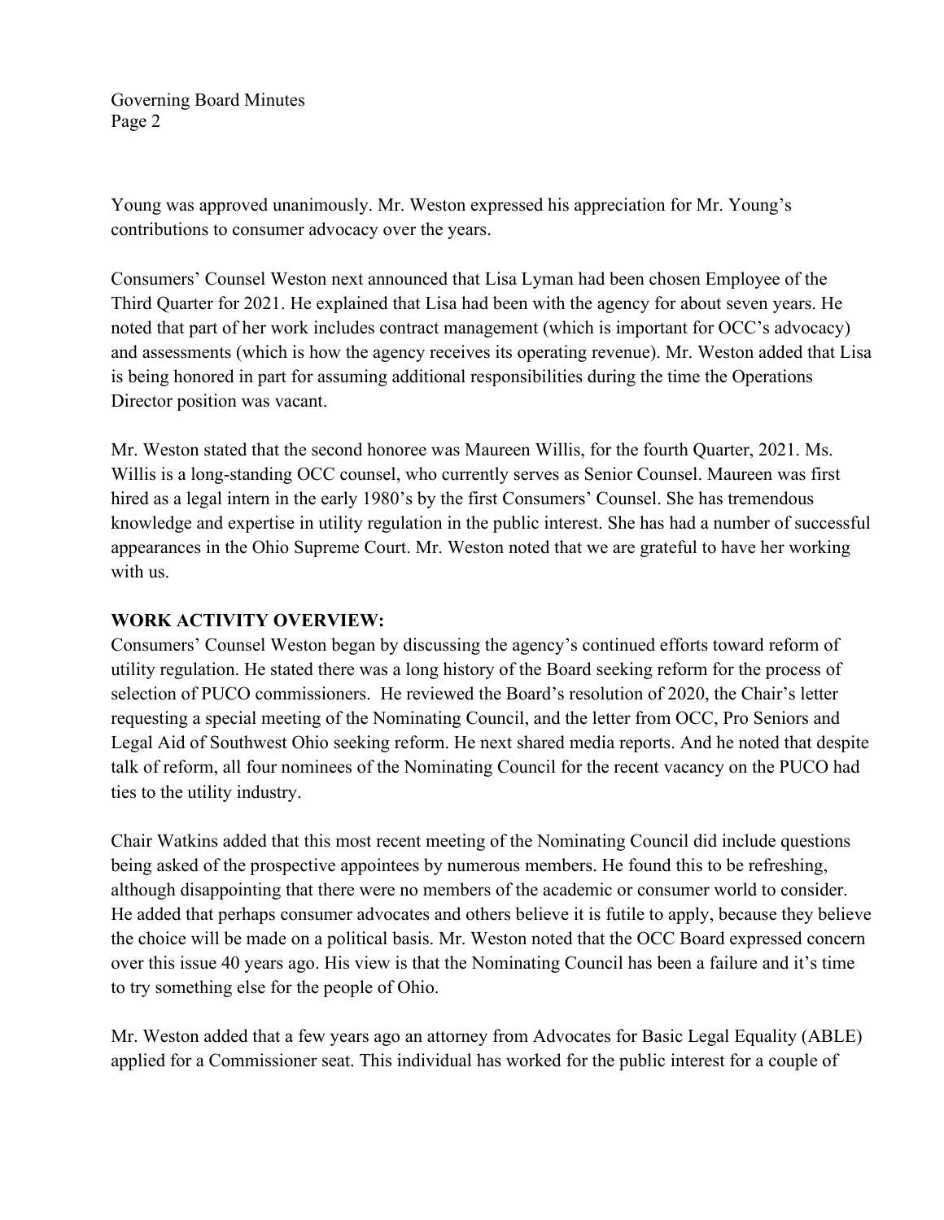Young was approved unanimously. Mr. Weston expressed his appreciation for Mr. Young's contributions to consumer advocacy over the years.

Consumers' Counsel Weston next announced that Lisa Lyman had been chosen Employee of the Third Quarter for 2021. He explained that Lisa had been with the agency for about seven years. He noted that part of her work includes contract management (which is important for OCC's advocacy) and assessments (which is how the agency receives its operating revenue). Mr. Weston added that Lisa is being honored in part for assuming additional responsibilities during the time the Operations Director position was vacant.

Mr. Weston stated that the second honoree was Maureen Willis, for the fourth Quarter, 2021. Ms. Willis is a long-standing OCC counsel, who currently serves as Senior Counsel. Maureen was first hired as a legal intern in the early 1980's by the first Consumers' Counsel. She has tremendous knowledge and expertise in utility regulation in the public interest. She has had a number of successful appearances in the Ohio Supreme Court. Mr. Weston noted that we are grateful to have her working with us.

**WORK ACTIVITY OVERVIEW:**

Consumers' Counsel Weston began by discussing the agency's continued efforts toward reform of utility regulation. He stated there was a long history of the Board seeking reform for the process of selection of PUCO commissioners. He reviewed the Board's resolution of 2020, the Chair's letter requesting a special meeting of the Nominating Council, and the letter from OCC, Pro Seniors and Legal Aid of Southwest Ohio seeking reform. He next shared media reports. And he noted that despite talk of reform, all four nominees of the Nominating Council for the recent vacancy on the PUCO had ties to the utility industry.

Chair Watkins added that this most recent meeting of the Nominating Council did include questions being asked of the prospective appointees by numerous members. He found this to be refreshing, although disappointing that there were no members of the academic or consumer world to consider. He added that perhaps consumer advocates and others believe it is futile to apply, because they believe the choice will be made on a political basis. Mr. Weston noted that the OCC Board expressed concern over this issue 40 years ago. His view is that the Nominating Council has been a failure and it's time to try something else for the people of Ohio.

Mr. Weston added that a few years ago an attorney from Advocates for Basic Legal Equality (ABLE) applied for a Commissioner seat. This individual has worked for the public interest for a couple of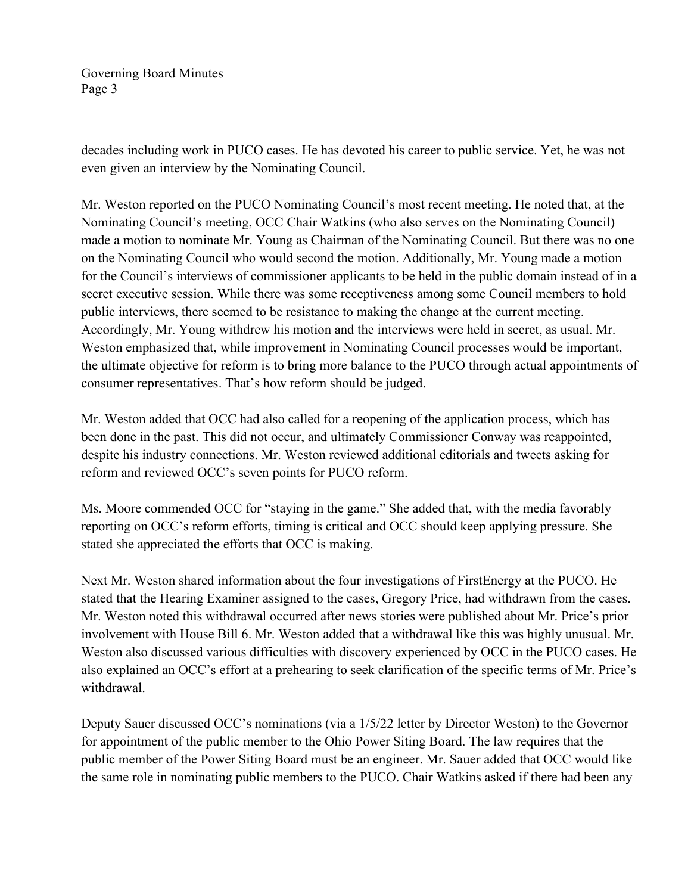decades including work in PUCO cases. He has devoted his career to public service. Yet, he was not even given an interview by the Nominating Council.

Mr. Weston reported on the PUCO Nominating Council's most recent meeting. He noted that, at the Nominating Council's meeting, OCC Chair Watkins (who also serves on the Nominating Council) made a motion to nominate Mr. Young as Chairman of the Nominating Council. But there was no one on the Nominating Council who would second the motion. Additionally, Mr. Young made a motion for the Council's interviews of commissioner applicants to be held in the public domain instead of in a secret executive session. While there was some receptiveness among some Council members to hold public interviews, there seemed to be resistance to making the change at the current meeting. Accordingly, Mr. Young withdrew his motion and the interviews were held in secret, as usual. Mr. Weston emphasized that, while improvement in Nominating Council processes would be important, the ultimate objective for reform is to bring more balance to the PUCO through actual appointments of consumer representatives. That's how reform should be judged.

Mr. Weston added that OCC had also called for a reopening of the application process, which has been done in the past. This did not occur, and ultimately Commissioner Conway was reappointed, despite his industry connections. Mr. Weston reviewed additional editorials and tweets asking for reform and reviewed OCC's seven points for PUCO reform.

Ms. Moore commended OCC for "staying in the game." She added that, with the media favorably reporting on OCC's reform efforts, timing is critical and OCC should keep applying pressure. She stated she appreciated the efforts that OCC is making.

Next Mr. Weston shared information about the four investigations of FirstEnergy at the PUCO. He stated that the Hearing Examiner assigned to the cases, Gregory Price, had withdrawn from the cases. Mr. Weston noted this withdrawal occurred after news stories were published about Mr. Price's prior involvement with House Bill 6. Mr. Weston added that a withdrawal like this was highly unusual. Mr. Weston also discussed various difficulties with discovery experienced by OCC in the PUCO cases. He also explained an OCC's effort at a prehearing to seek clarification of the specific terms of Mr. Price's withdrawal.

Deputy Sauer discussed OCC's nominations (via a 1/5/22 letter by Director Weston) to the Governor for appointment of the public member to the Ohio Power Siting Board. The law requires that the public member of the Power Siting Board must be an engineer. Mr. Sauer added that OCC would like the same role in nominating public members to the PUCO. Chair Watkins asked if there had been any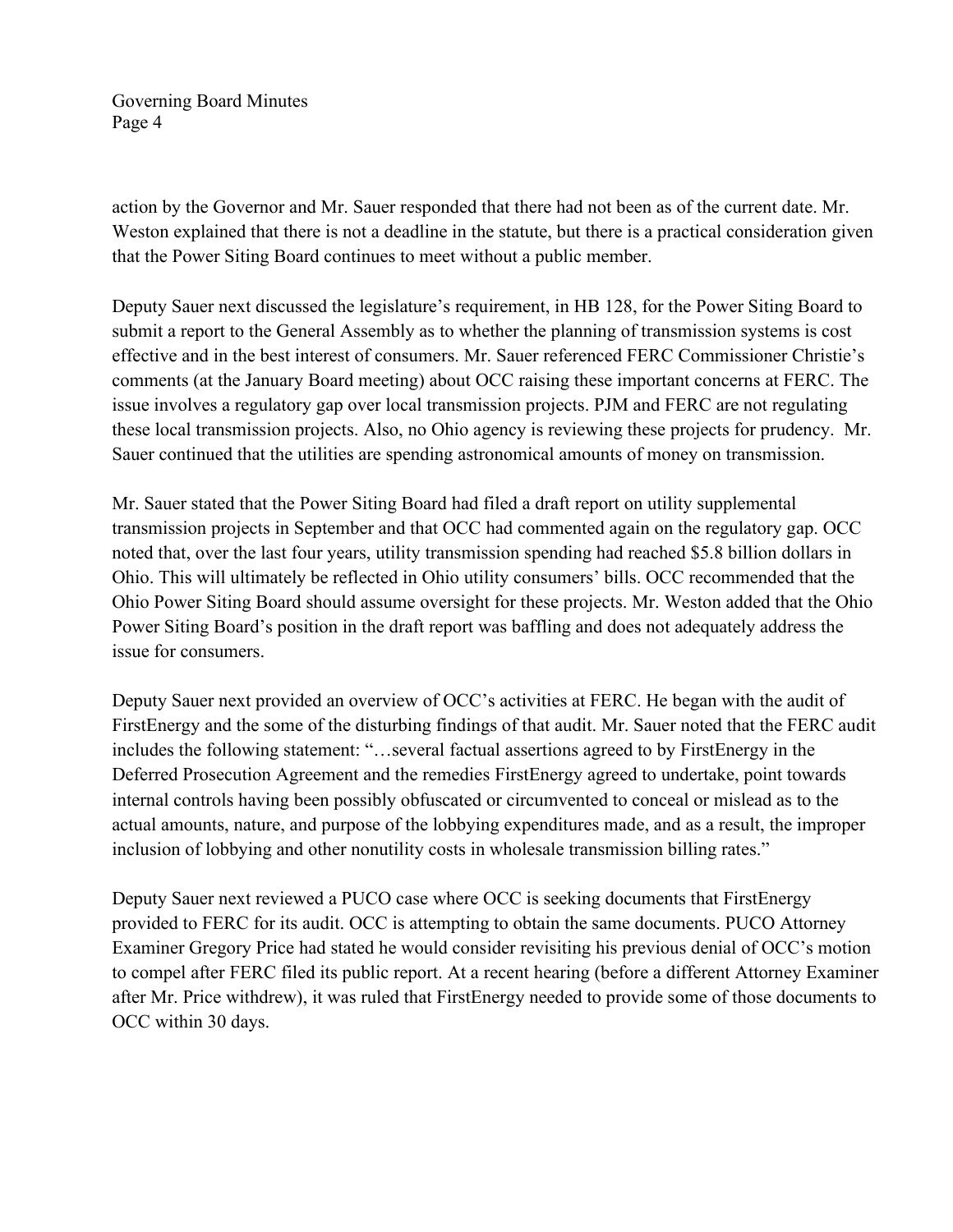action by the Governor and Mr. Sauer responded that there had not been as of the current date. Mr. Weston explained that there is not a deadline in the statute, but there is a practical consideration given that the Power Siting Board continues to meet without a public member.

Deputy Sauer next discussed the legislature's requirement, in HB 128, for the Power Siting Board to submit a report to the General Assembly as to whether the planning of transmission systems is cost effective and in the best interest of consumers. Mr. Sauer referenced FERC Commissioner Christie's comments (at the January Board meeting) about OCC raising these important concerns at FERC. The issue involves a regulatory gap over local transmission projects. PJM and FERC are not regulating these local transmission projects. Also, no Ohio agency is reviewing these projects for prudency. Mr. Sauer continued that the utilities are spending astronomical amounts of money on transmission.

Mr. Sauer stated that the Power Siting Board had filed a draft report on utility supplemental transmission projects in September and that OCC had commented again on the regulatory gap. OCC noted that, over the last four years, utility transmission spending had reached $5.8 billion dollars in Ohio. This will ultimately be reflected in Ohio utility consumers' bills. OCC recommended that the Ohio Power Siting Board should assume oversight for these projects. Mr. Weston added that the Ohio Power Siting Board's position in the draft report was baffling and does not adequately address the issue for consumers.

Deputy Sauer next provided an overview of OCC's activities at FERC. He began with the audit of FirstEnergy and the some of the disturbing findings of that audit. Mr. Sauer noted that the FERC audit includes the following statement: "…several factual assertions agreed to by FirstEnergy in the Deferred Prosecution Agreement and the remedies FirstEnergy agreed to undertake, point towards internal controls having been possibly obfuscated or circumvented to conceal or mislead as to the actual amounts, nature, and purpose of the lobbying expenditures made, and as a result, the improper inclusion of lobbying and other nonutility costs in wholesale transmission billing rates."

Deputy Sauer next reviewed a PUCO case where OCC is seeking documents that FirstEnergy provided to FERC for its audit. OCC is attempting to obtain the same documents. PUCO Attorney Examiner Gregory Price had stated he would consider revisiting his previous denial of OCC's motion to compel after FERC filed its public report. At a recent hearing (before a different Attorney Examiner after Mr. Price withdrew), it was ruled that FirstEnergy needed to provide some of those documents to OCC within 30 days.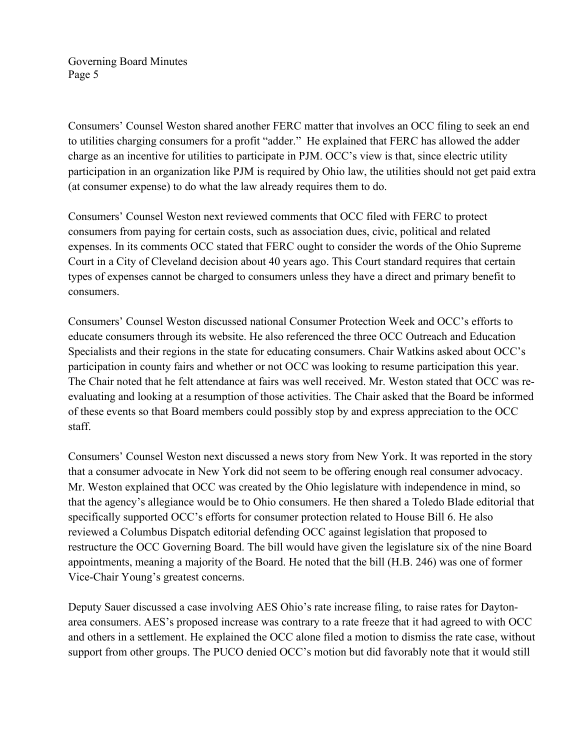Consumers' Counsel Weston shared another FERC matter that involves an OCC filing to seek an end to utilities charging consumers for a profit "adder." He explained that FERC has allowed the adder charge as an incentive for utilities to participate in PJM. OCC's view is that, since electric utility participation in an organization like PJM is required by Ohio law, the utilities should not get paid extra (at consumer expense) to do what the law already requires them to do.

Consumers' Counsel Weston next reviewed comments that OCC filed with FERC to protect consumers from paying for certain costs, such as association dues, civic, political and related expenses. In its comments OCC stated that FERC ought to consider the words of the Ohio Supreme Court in a City of Cleveland decision about 40 years ago. This Court standard requires that certain types of expenses cannot be charged to consumers unless they have a direct and primary benefit to consumers.

Consumers' Counsel Weston discussed national Consumer Protection Week and OCC's efforts to educate consumers through its website. He also referenced the three OCC Outreach and Education Specialists and their regions in the state for educating consumers. Chair Watkins asked about OCC's participation in county fairs and whether or not OCC was looking to resume participation this year. The Chair noted that he felt attendance at fairs was well received. Mr. Weston stated that OCC was re-evaluating and looking at a resumption of those activities. The Chair asked that the Board be informed of these events so that Board members could possibly stop by and express appreciation to the OCC staff.

Consumers' Counsel Weston next discussed a news story from New York. It was reported in the story that a consumer advocate in New York did not seem to be offering enough real consumer advocacy. Mr. Weston explained that OCC was created by the Ohio legislature with independence in mind, so that the agency's allegiance would be to Ohio consumers. He then shared a Toledo Blade editorial that specifically supported OCC's efforts for consumer protection related to House Bill 6. He also reviewed a Columbus Dispatch editorial defending OCC against legislation that proposed to restructure the OCC Governing Board. The bill would have given the legislature six of the nine Board appointments, meaning a majority of the Board. He noted that the bill (H.B. 246) was one of former Vice-Chair Young's greatest concerns.

Deputy Sauer discussed a case involving AES Ohio's rate increase filing, to raise rates for Dayton-area consumers. AES's proposed increase was contrary to a rate freeze that it had agreed to with OCC and others in a settlement. He explained the OCC alone filed a motion to dismiss the rate case, without support from other groups. The PUCO denied OCC's motion but did favorably note that it would still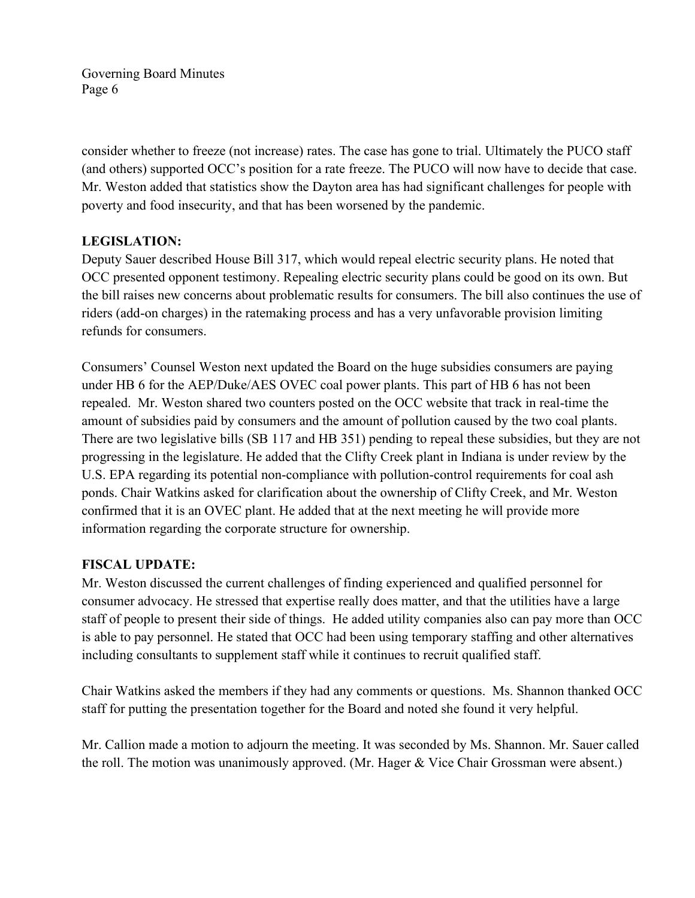consider whether to freeze (not increase) rates. The case has gone to trial. Ultimately the PUCO staff (and others) supported OCC's position for a rate freeze. The PUCO will now have to decide that case. Mr. Weston added that statistics show the Dayton area has had significant challenges for people with poverty and food insecurity, and that has been worsened by the pandemic.

**LEGISLATION:**

Deputy Sauer described House Bill 317, which would repeal electric security plans. He noted that OCC presented opponent testimony. Repealing electric security plans could be good on its own. But the bill raises new concerns about problematic results for consumers. The bill also continues the use of riders (add-on charges) in the ratemaking process and has a very unfavorable provision limiting refunds for consumers.

Consumers' Counsel Weston next updated the Board on the huge subsidies consumers are paying under HB 6 for the AEP/Duke/AES OVEC coal power plants. This part of HB 6 has not been repealed. Mr. Weston shared two counters posted on the OCC website that track in real-time the amount of subsidies paid by consumers and the amount of pollution caused by the two coal plants. There are two legislative bills (SB 117 and HB 351) pending to repeal these subsidies, but they are not progressing in the legislature. He added that the Clifty Creek plant in Indiana is under review by the U.S. EPA regarding its potential non-compliance with pollution-control requirements for coal ash ponds. Chair Watkins asked for clarification about the ownership of Clifty Creek, and Mr. Weston confirmed that it is an OVEC plant. He added that at the next meeting he will provide more information regarding the corporate structure for ownership.

**FISCAL UPDATE:**

Mr. Weston discussed the current challenges of finding experienced and qualified personnel for consumer advocacy. He stressed that expertise really does matter, and that the utilities have a large staff of people to present their side of things. He added utility companies also can pay more than OCC is able to pay personnel. He stated that OCC had been using temporary staffing and other alternatives including consultants to supplement staff while it continues to recruit qualified staff.

Chair Watkins asked the members if they had any comments or questions. Ms. Shannon thanked OCC staff for putting the presentation together for the Board and noted she found it very helpful.

Mr. Callion made a motion to adjourn the meeting. It was seconded by Ms. Shannon. Mr. Sauer called the roll. The motion was unanimously approved. (Mr. Hager & Vice Chair Grossman were absent.)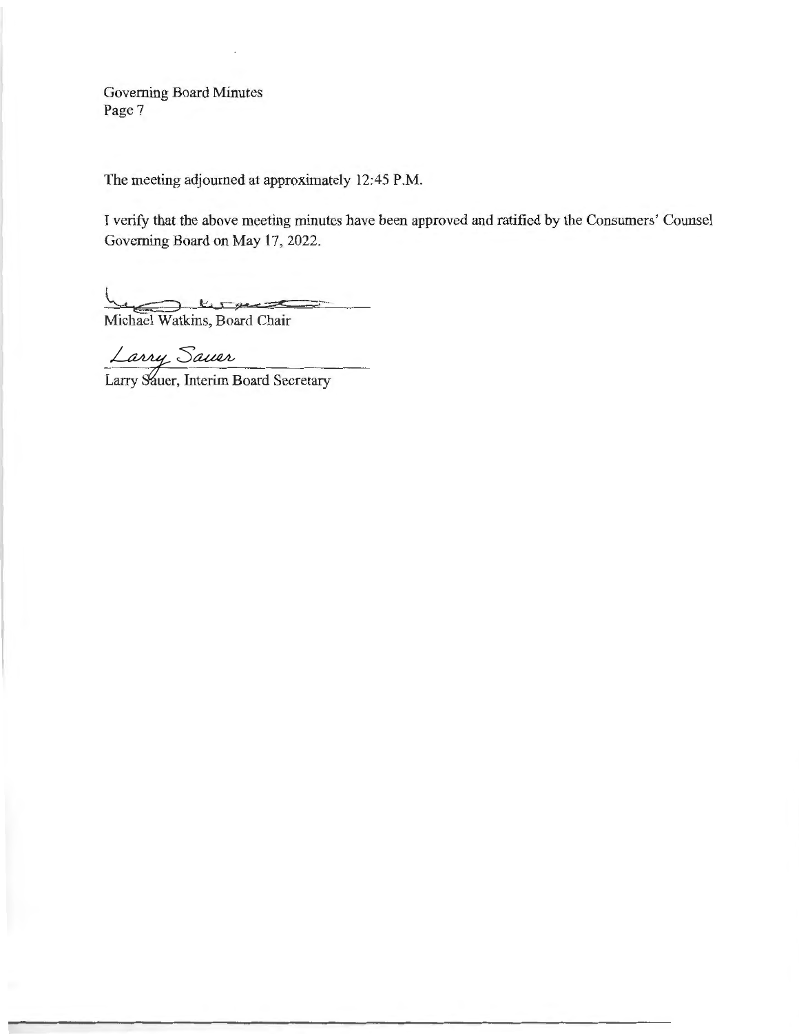The meeting adjourned at approximately 12:45 P.M.

I verify that the above meeting minutes have been approved and ratified by the Consumers' Counsel Governing Board on May 17, 2022.

Michael Watkins, Board Chair

*Larry Sauer*

Larry Sauer, Interim Board Secretary